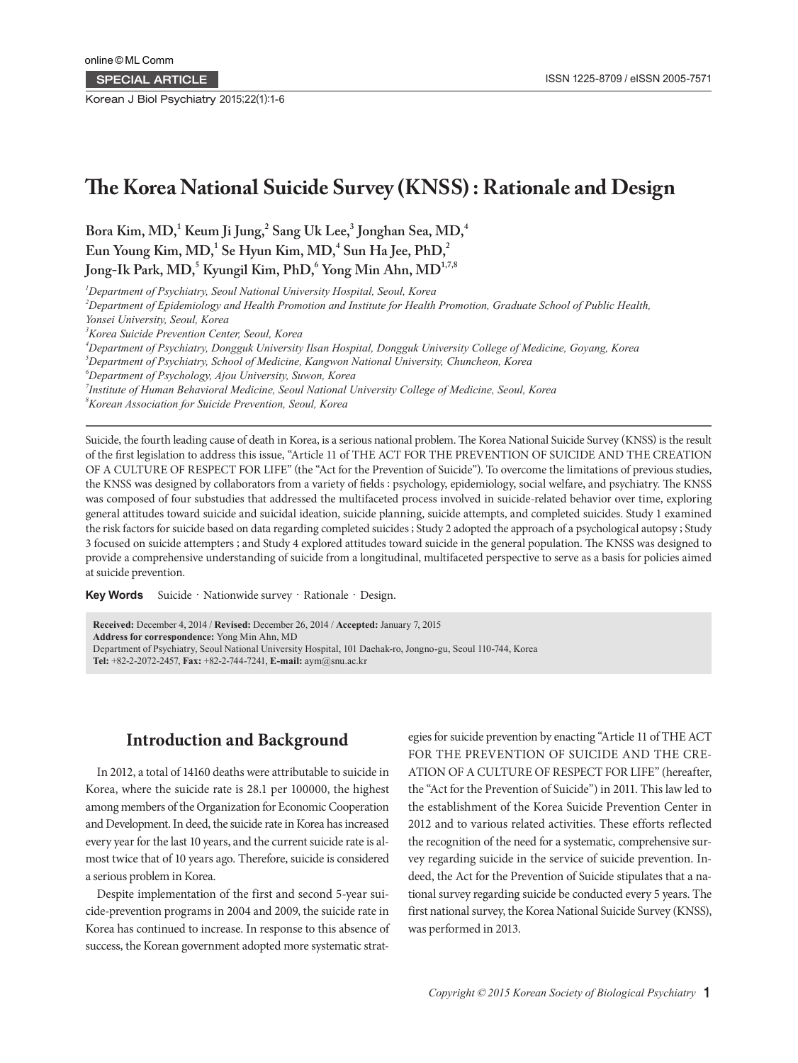SPECIAL ARTICLE

# The Korea National Suicide Survey (KNSS) : Rationale and Design

**Bora Kim, MD,[1] Keum Ji Jung,[2] Sang Uk Lee,[3] Jonghan Sea, MD,[4] Eun Young Kim, MD,[1] Se Hyun Kim, MD,[4] Sun Ha Jee, PhD,[2] Jong-Ik Park, MD,[5] Kyungil Kim, PhD,[6] Yong Min Ahn, MD[1,7,8]**

*[1]Department of Psychiatry, Seoul National University Hospital, Seoul, Korea*
*[2]Department of Epidemiology and Health Promotion and Institute for Health Promotion, Graduate School of Public Health, Yonsei University, Seoul, Korea*
*[3]Korea Suicide Prevention Center, Seoul, Korea*
*[4]Department of Psychiatry, Dongguk University Ilsan Hospital, Dongguk University College of Medicine, Goyang, Korea*
*[5]Department of Psychiatry, School of Medicine, Kangwon National University, Chuncheon, Korea*
*[6]Department of Psychology, Ajou University, Suwon, Korea*
*[7]Institute of Human Behavioral Medicine, Seoul National University College of Medicine, Seoul, Korea*
*[8]Korean Association for Suicide Prevention, Seoul, Korea*

Suicide, the fourth leading cause of death in Korea, is a serious national problem. The Korea National Suicide Survey (KNSS) is the result of the first legislation to address this issue, "Article 11 of THE ACT FOR THE PREVENTION OF SUICIDE AND THE CREATION OF A CULTURE OF RESPECT FOR LIFE" (the "Act for the Prevention of Suicide"). To overcome the limitations of previous studies, the KNSS was designed by collaborators from a variety of fields : psychology, epidemiology, social welfare, and psychiatry. The KNSS was composed of four substudies that addressed the multifaceted process involved in suicide-related behavior over time, exploring general attitudes toward suicide and suicidal ideation, suicide planning, suicide attempts, and completed suicides. Study 1 examined the risk factors for suicide based on data regarding completed suicides ; Study 2 adopted the approach of a psychological autopsy ; Study 3 focused on suicide attempters ; and Study 4 explored attitudes toward suicide in the general population. The KNSS was designed to provide a comprehensive understanding of suicide from a longitudinal, multifaceted perspective to serve as a basis for policies aimed at suicide prevention.

**Key Words** Suicide · Nationwide survey · Rationale · Design.

**Received:** December 4, 2014 / **Revised:** December 26, 2014 / **Accepted:** January 7, 2015
**Address for correspondence:** Yong Min Ahn, MD
Department of Psychiatry, Seoul National University Hospital, 101 Daehak-ro, Jongno-gu, Seoul 110-744, Korea
**Tel:** +82-2-2072-2457, **Fax:** +82-2-744-7241, **E-mail:** aym@snu.ac.kr

## Introduction and Background

In 2012, a total of 14160 deaths were attributable to suicide in Korea, where the suicide rate is 28.1 per 100000, the highest among members of the Organization for Economic Cooperation and Development. In deed, the suicide rate in Korea has increased every year for the last 10 years, and the current suicide rate is almost twice that of 10 years ago. Therefore, suicide is considered a serious problem in Korea.

Despite implementation of the first and second 5-year suicide-prevention programs in 2004 and 2009, the suicide rate in Korea has continued to increase. In response to this absence of success, the Korean government adopted more systematic strategies for suicide prevention by enacting "Article 11 of THE ACT FOR THE PREVENTION OF SUICIDE AND THE CREATION OF A CULTURE OF RESPECT FOR LIFE" (hereafter, the "Act for the Prevention of Suicide") in 2011. This law led to the establishment of the Korea Suicide Prevention Center in 2012 and to various related activities. These efforts reflected the recognition of the need for a systematic, comprehensive survey regarding suicide in the service of suicide prevention. Indeed, the Act for the Prevention of Suicide stipulates that a national survey regarding suicide be conducted every 5 years. The first national survey, the Korea National Suicide Survey (KNSS), was performed in 2013.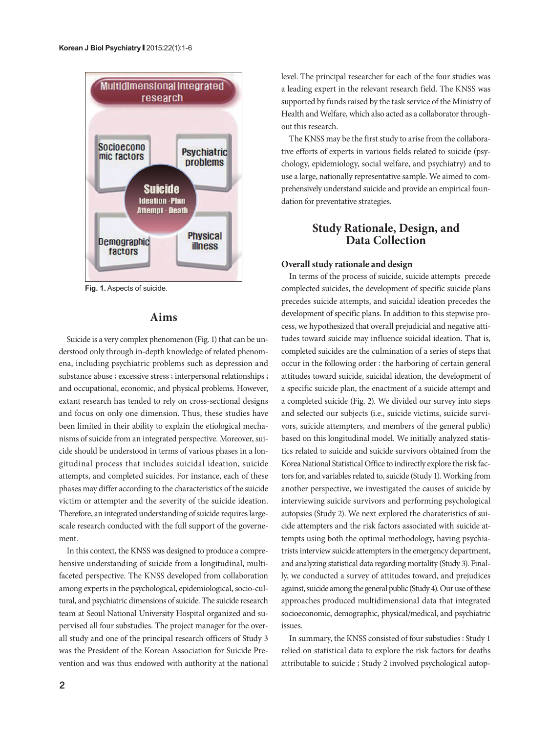Fig. 1. Aspects of suicide.

## Aims

Suicide is a very complex phenomenon (Fig. 1) that can be understood only through in-depth knowledge of related phenomena, including psychiatric problems such as depression and substance abuse ; excessive stress ; interpersonal relationships ; and occupational, economic, and physical problems. However, extant research has tended to rely on cross-sectional designs and focus on only one dimension. Thus, these studies have been limited in their ability to explain the etiological mechanisms of suicide from an integrated perspective. Moreover, suicide should be understood in terms of various phases in a longitudinal process that includes suicidal ideation, suicide attempts, and completed suicides. For instance, each of these phases may differ according to the characteristics of the suicide victim or attempter and the severity of the suicide ideation. Therefore, an integrated understanding of suicide requires large-scale research conducted with the full support of the governement.

In this context, the KNSS was designed to produce a comprehensive understanding of suicide from a longitudinal, multifaceted perspective. The KNSS developed from collaboration among experts in the psychological, epidemiological, socio-cultural, and psychiatric dimensions of suicide. The suicide research team at Seoul National University Hospital organized and supervised all four substudies. The project manager for the overall study and one of the principal research officers of Study 3 was the President of the Korean Association for Suicide Prevention and was thus endowed with authority at the national level. The principal researcher for each of the four studies was a leading expert in the relevant research field. The KNSS was supported by funds raised by the task service of the Ministry of Health and Welfare, which also acted as a collaborator throughout this research.

The KNSS may be the first study to arise from the collaborative efforts of experts in various fields related to suicide (psychology, epidemiology, social welfare, and psychiatry) and to use a large, nationally representative sample. We aimed to comprehensively understand suicide and provide an empirical foundation for preventative strategies.

## Study Rationale, Design, and Data Collection

### Overall study rationale and design

In terms of the process of suicide, suicide attempts precede complected suicides, the development of specific suicide plans precedes suicide attempts, and suicidal ideation precedes the development of specific plans. In addition to this stepwise process, we hypothesized that overall prejudicial and negative attitudes toward suicide may influence suicidal ideation. That is, completed suicides are the culmination of a series of steps that occur in the following order : the harboring of certain general attitudes toward suicide, suicidal ideation, the development of a specific suicide plan, the enactment of a suicide attempt and a completed suicide (Fig. 2). We divided our survey into steps and selected our subjects (i.e., suicide victims, suicide survivors, suicide attempters, and members of the general public) based on this longitudinal model. We initially analyzed statistics related to suicide and suicide survivors obtained from the Korea National Statistical Office to indirectly explore the risk factors for, and variables related to, suicide (Study 1). Working from another perspective, we investigated the causes of suicide by interviewing suicide survivors and performing psychological autopsies (Study 2). We next explored the charateristics of suicide attempters and the risk factors associated with suicide attempts using both the optimal methodology, having psychiatrists interview suicide attempters in the emergency department, and analyzing statistical data regarding mortality (Study 3). Finally, we conducted a survey of attitudes toward, and prejudices against, suicide among the general public (Study 4). Our use of these approaches produced multidimensional data that integrated socioeconomic, demographic, physical/medical, and psychiatric issues.

In summary, the KNSS consisted of four substudies : Study 1 relied on statistical data to explore the risk factors for deaths attributable to suicide ; Study 2 involved psychological autop-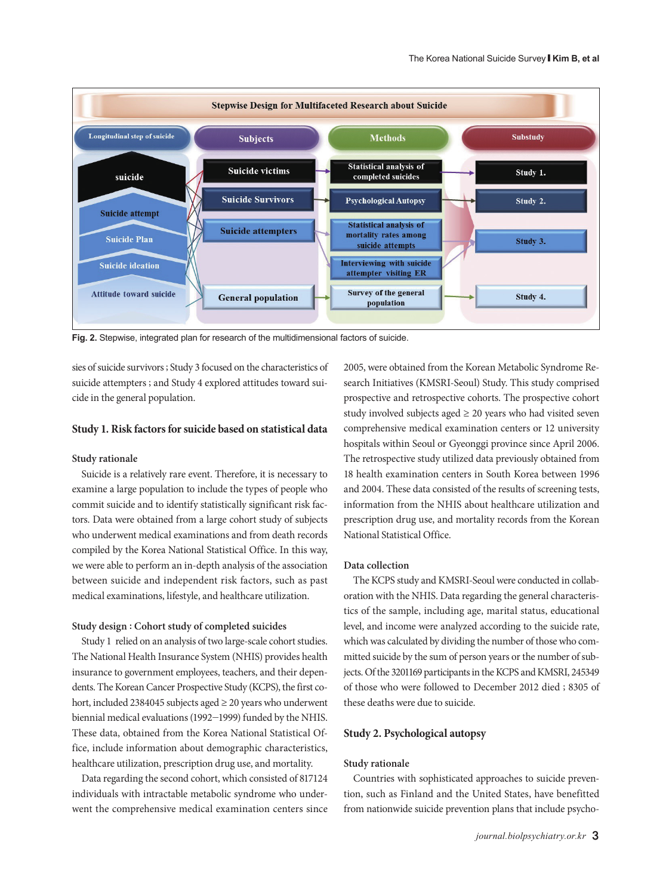Fig. 2. Stepwise, integrated plan for research of the multidimensional factors of suicide.

sies of suicide survivors ; Study 3 focused on the characteristics of suicide attempters ; and Study 4 explored attitudes toward suicide in the general population.

## Study 1. Risk factors for suicide based on statistical data

### Study rationale

Suicide is a relatively rare event. Therefore, it is necessary to examine a large population to include the types of people who commit suicide and to identify statistically significant risk factors. Data were obtained from a large cohort study of subjects who underwent medical examinations and from death records compiled by the Korea National Statistical Office. In this way, we were able to perform an in-depth analysis of the association between suicide and independent risk factors, such as past medical examinations, lifestyle, and healthcare utilization.

### Study design : Cohort study of completed suicides

Study 1 relied on an analysis of two large-scale cohort studies. The National Health Insurance System (NHIS) provides health insurance to government employees, teachers, and their dependents. The Korean Cancer Prospective Study (KCPS), the first cohort, included 2384045 subjects aged ≥ 20 years who underwent biennial medical evaluations (1992–1999) funded by the NHIS. These data, obtained from the Korea National Statistical Office, include information about demographic characteristics, healthcare utilization, prescription drug use, and mortality.

Data regarding the second cohort, which consisted of 817124 individuals with intractable metabolic syndrome who underwent the comprehensive medical examination centers since 2005, were obtained from the Korean Metabolic Syndrome Research Initiatives (KMSRI-Seoul) Study. This study comprised prospective and retrospective cohorts. The prospective cohort study involved subjects aged ≥ 20 years who had visited seven comprehensive medical examination centers or 12 university hospitals within Seoul or Gyeonggi province since April 2006. The retrospective study utilized data previously obtained from 18 health examination centers in South Korea between 1996 and 2004. These data consisted of the results of screening tests, information from the NHIS about healthcare utilization and prescription drug use, and mortality records from the Korean National Statistical Office.

### Data collection

The KCPS study and KMSRI-Seoul were conducted in collaboration with the NHIS. Data regarding the general characteristics of the sample, including age, marital status, educational level, and income were analyzed according to the suicide rate, which was calculated by dividing the number of those who committed suicide by the sum of person years or the number of subjects. Of the 3201169 participants in the KCPS and KMSRI, 245349 of those who were followed to December 2012 died ; 8305 of these deaths were due to suicide.

## Study 2. Psychological autopsy

### Study rationale

Countries with sophisticated approaches to suicide prevention, such as Finland and the United States, have benefitted from nationwide suicide prevention plans that include psycho-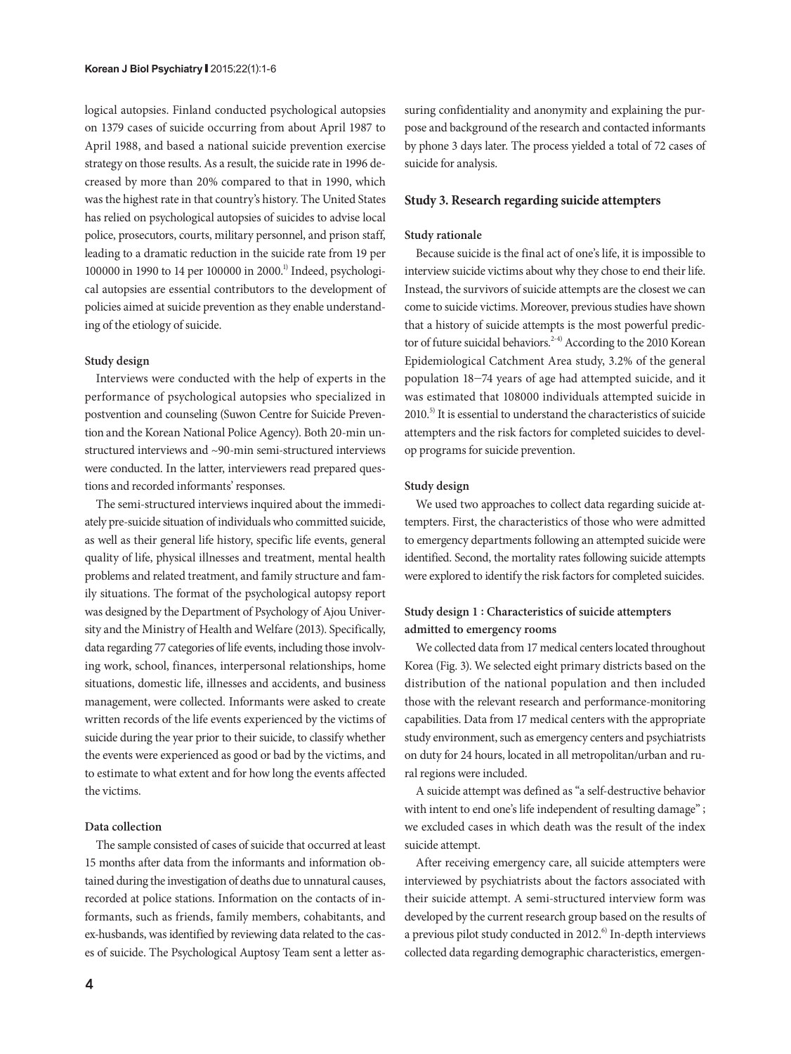logical autopsies. Finland conducted psychological autopsies on 1379 cases of suicide occurring from about April 1987 to April 1988, and based a national suicide prevention exercise strategy on those results. As a result, the suicide rate in 1996 decreased by more than 20% compared to that in 1990, which was the highest rate in that country's history. The United States has relied on psychological autopsies of suicides to advise local police, prosecutors, courts, military personnel, and prison staff, leading to a dramatic reduction in the suicide rate from 19 per 100000 in 1990 to 14 per 100000 in 2000.[1] Indeed, psychological autopsies are essential contributors to the development of policies aimed at suicide prevention as they enable understanding of the etiology of suicide.

#### Study design

Interviews were conducted with the help of experts in the performance of psychological autopsies who specialized in postvention and counseling (Suwon Centre for Suicide Prevention and the Korean National Police Agency). Both 20-min unstructured interviews and ~90-min semi-structured interviews were conducted. In the latter, interviewers read prepared questions and recorded informants' responses.

The semi-structured interviews inquired about the immediately pre-suicide situation of individuals who committed suicide, as well as their general life history, specific life events, general quality of life, physical illnesses and treatment, mental health problems and related treatment, and family structure and family situations. The format of the psychological autopsy report was designed by the Department of Psychology of Ajou University and the Ministry of Health and Welfare (2013). Specifically, data regarding 77 categories of life events, including those involving work, school, finances, interpersonal relationships, home situations, domestic life, illnesses and accidents, and business management, were collected. Informants were asked to create written records of the life events experienced by the victims of suicide during the year prior to their suicide, to classify whether the events were experienced as good or bad by the victims, and to estimate to what extent and for how long the events affected the victims.

#### Data collection

The sample consisted of cases of suicide that occurred at least 15 months after data from the informants and information obtained during the investigation of deaths due to unnatural causes, recorded at police stations. Information on the contacts of informants, such as friends, family members, cohabitants, and ex-husbands, was identified by reviewing data related to the cases of suicide. The Psychological Auptosy Team sent a letter assuring confidentiality and anonymity and explaining the purpose and background of the research and contacted informants by phone 3 days later. The process yielded a total of 72 cases of suicide for analysis.

### Study 3. Research regarding suicide attempters

#### Study rationale

Because suicide is the final act of one's life, it is impossible to interview suicide victims about why they chose to end their life. Instead, the survivors of suicide attempts are the closest we can come to suicide victims. Moreover, previous studies have shown that a history of suicide attempts is the most powerful predictor of future suicidal behaviors.[2-4] According to the 2010 Korean Epidemiological Catchment Area study, 3.2% of the general population 18–74 years of age had attempted suicide, and it was estimated that 108000 individuals attempted suicide in 2010.[5] It is essential to understand the characteristics of suicide attempters and the risk factors for completed suicides to develop programs for suicide prevention.

#### Study design

We used two approaches to collect data regarding suicide attempters. First, the characteristics of those who were admitted to emergency departments following an attempted suicide were identified. Second, the mortality rates following suicide attempts were explored to identify the risk factors for completed suicides.

#### Study design 1 : Characteristics of suicide attempters admitted to emergency rooms

We collected data from 17 medical centers located throughout Korea (Fig. 3). We selected eight primary districts based on the distribution of the national population and then included those with the relevant research and performance-monitoring capabilities. Data from 17 medical centers with the appropriate study environment, such as emergency centers and psychiatrists on duty for 24 hours, located in all metropolitan/urban and rural regions were included.

A suicide attempt was defined as "a self-destructive behavior with intent to end one's life independent of resulting damage" ; we excluded cases in which death was the result of the index suicide attempt.

After receiving emergency care, all suicide attempters were interviewed by psychiatrists about the factors associated with their suicide attempt. A semi-structured interview form was developed by the current research group based on the results of a previous pilot study conducted in 2012.[6] In-depth interviews collected data regarding demographic characteristics, emergen-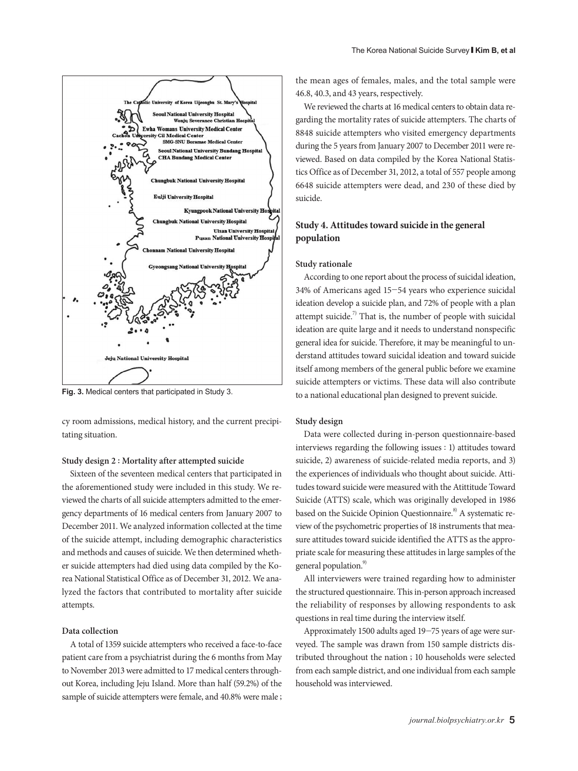Fig. 3. Medical centers that participated in Study 3.

cy room admissions, medical history, and the current precipitating situation.

**Study design 2 : Mortality after attempted suicide**

Sixteen of the seventeen medical centers that participated in the aforementioned study were included in this study. We reviewed the charts of all suicide attempters admitted to the emergency departments of 16 medical centers from January 2007 to December 2011. We analyzed information collected at the time of the suicide attempt, including demographic characteristics and methods and causes of suicide. We then determined whether suicide attempters had died using data compiled by the Korea National Statistical Office as of December 31, 2012. We analyzed the factors that contributed to mortality after suicide attempts.

**Data collection**

A total of 1359 suicide attempters who received a face-to-face patient care from a psychiatrist during the 6 months from May to November 2013 were admitted to 17 medical centers throughout Korea, including Jeju Island. More than half (59.2%) of the sample of suicide attempters were female, and 40.8% were male ; the mean ages of females, males, and the total sample were 46.8, 40.3, and 43 years, respectively.

We reviewed the charts at 16 medical centers to obtain data regarding the mortality rates of suicide attempters. The charts of 8848 suicide attempters who visited emergency departments during the 5 years from January 2007 to December 2011 were reviewed. Based on data compiled by the Korea National Statistics Office as of December 31, 2012, a total of 557 people among 6648 suicide attempters were dead, and 230 of these died by suicide.

## Study 4. Attitudes toward suicide in the general population

**Study rationale**

According to one report about the process of suicidal ideation, 34% of Americans aged 15–54 years who experience suicidal ideation develop a suicide plan, and 72% of people with a plan attempt suicide.[7] That is, the number of people with suicidal ideation are quite large and it needs to understand nonspecific general idea for suicide. Therefore, it may be meaningful to understand attitudes toward suicidal ideation and toward suicide itself among members of the general public before we examine suicide attempters or victims. These data will also contribute to a national educational plan designed to prevent suicide.

**Study design**

Data were collected during in-person questionnaire-based interviews regarding the following issues : 1) attitudes toward suicide, 2) awareness of suicide-related media reports, and 3) the experiences of individuals who thought about suicide. Attitudes toward suicide were measured with the Atittitude Toward Suicide (ATTS) scale, which was originally developed in 1986 based on the Suicide Opinion Questionnaire.[8] A systematic review of the psychometric properties of 18 instruments that measure attitudes toward suicide identified the ATTS as the appropriate scale for measuring these attitudes in large samples of the general population.[9]

All interviewers were trained regarding how to administer the structured questionnaire. This in-person approach increased the reliability of responses by allowing respondents to ask questions in real time during the interview itself.

Approximately 1500 adults aged 19–75 years of age were surveyed. The sample was drawn from 150 sample districts distributed throughout the nation ; 10 households were selected from each sample district, and one individual from each sample household was interviewed.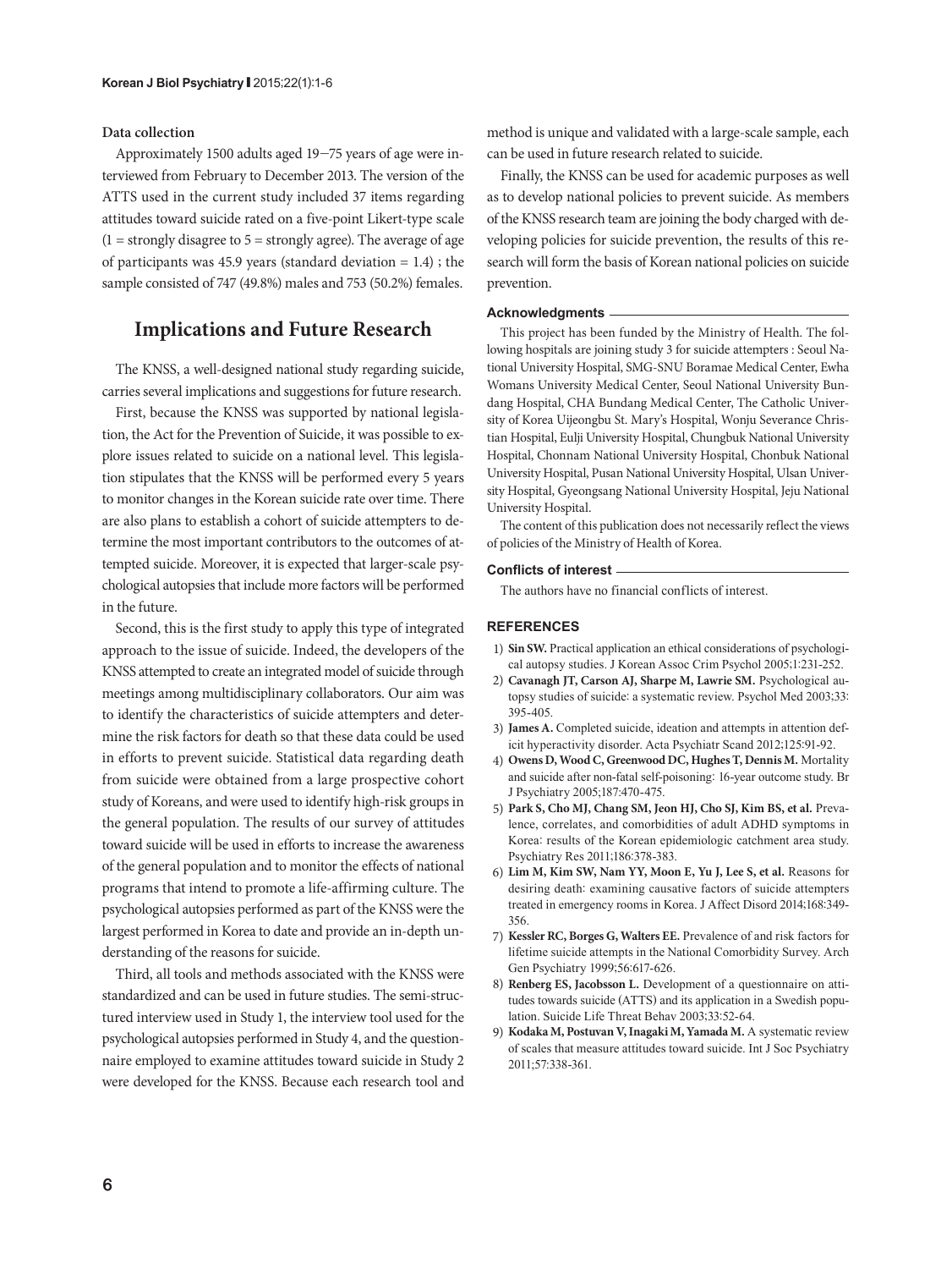### Data collection

Approximately 1500 adults aged 19–75 years of age were interviewed from February to December 2013. The version of the ATTS used in the current study included 37 items regarding attitudes toward suicide rated on a five-point Likert-type scale (1 = strongly disagree to 5 = strongly agree). The average of age of participants was 45.9 years (standard deviation = 1.4) ; the sample consisted of 747 (49.8%) males and 753 (50.2%) females.

## Implications and Future Research

The KNSS, a well-designed national study regarding suicide, carries several implications and suggestions for future research.

First, because the KNSS was supported by national legislation, the Act for the Prevention of Suicide, it was possible to explore issues related to suicide on a national level. This legislation stipulates that the KNSS will be performed every 5 years to monitor changes in the Korean suicide rate over time. There are also plans to establish a cohort of suicide attempters to determine the most important contributors to the outcomes of attempted suicide. Moreover, it is expected that larger-scale psychological autopsies that include more factors will be performed in the future.

Second, this is the first study to apply this type of integrated approach to the issue of suicide. Indeed, the developers of the KNSS attempted to create an integrated model of suicide through meetings among multidisciplinary collaborators. Our aim was to identify the characteristics of suicide attempters and determine the risk factors for death so that these data could be used in efforts to prevent suicide. Statistical data regarding death from suicide were obtained from a large prospective cohort study of Koreans, and were used to identify high-risk groups in the general population. The results of our survey of attitudes toward suicide will be used in efforts to increase the awareness of the general population and to monitor the effects of national programs that intend to promote a life-affirming culture. The psychological autopsies performed as part of the KNSS were the largest performed in Korea to date and provide an in-depth understanding of the reasons for suicide.

Third, all tools and methods associated with the KNSS were standardized and can be used in future studies. The semi-structured interview used in Study 1, the interview tool used for the psychological autopsies performed in Study 4, and the questionnaire employed to examine attitudes toward suicide in Study 2 were developed for the KNSS. Because each research tool and method is unique and validated with a large-scale sample, each can be used in future research related to suicide.

Finally, the KNSS can be used for academic purposes as well as to develop national policies to prevent suicide. As members of the KNSS research team are joining the body charged with developing policies for suicide prevention, the results of this research will form the basis of Korean national policies on suicide prevention.

### Acknowledgments

This project has been funded by the Ministry of Health. The following hospitals are joining study 3 for suicide attempters : Seoul National University Hospital, SMG-SNU Boramae Medical Center, Ewha Womans University Medical Center, Seoul National University Bundang Hospital, CHA Bundang Medical Center, The Catholic University of Korea Uijeongbu St. Mary's Hospital, Wonju Severance Christian Hospital, Eulji University Hospital, Chungbuk National University Hospital, Chonnam National University Hospital, Chonbuk National University Hospital, Pusan National University Hospital, Ulsan University Hospital, Gyeongsang National University Hospital, Jeju National University Hospital.

The content of this publication does not necessarily reflect the views of policies of the Ministry of Health of Korea.

### Conflicts of interest

The authors have no financial conflicts of interest.

### REFERENCES

1) **Sin SW.** Practical application an ethical considerations of psychological autopsy studies. J Korean Assoc Crim Psychol 2005;1:231-252.
2) **Cavanagh JT, Carson AJ, Sharpe M, Lawrie SM.** Psychological autopsy studies of suicide: a systematic review. Psychol Med 2003;33:395-405.
3) **James A.** Completed suicide, ideation and attempts in attention deficit hyperactivity disorder. Acta Psychiatr Scand 2012;125:91-92.
4) **Owens D, Wood C, Greenwood DC, Hughes T, Dennis M.** Mortality and suicide after non-fatal self-poisoning: 16-year outcome study. Br J Psychiatry 2005;187:470-475.
5) **Park S, Cho MJ, Chang SM, Jeon HJ, Cho SJ, Kim BS, et al.** Prevalence, correlates, and comorbidities of adult ADHD symptoms in Korea: results of the Korean epidemiologic catchment area study. Psychiatry Res 2011;186:378-383.
6) **Lim M, Kim SW, Nam YY, Moon E, Yu J, Lee S, et al.** Reasons for desiring death: examining causative factors of suicide attempters treated in emergency rooms in Korea. J Affect Disord 2014;168:349-356.
7) **Kessler RC, Borges G, Walters EE.** Prevalence of and risk factors for lifetime suicide attempts in the National Comorbidity Survey. Arch Gen Psychiatry 1999;56:617-626.
8) **Renberg ES, Jacobsson L.** Development of a questionnaire on attitudes towards suicide (ATTS) and its application in a Swedish population. Suicide Life Threat Behav 2003;33:52-64.
9) **Kodaka M, Postuvan V, Inagaki M, Yamada M.** A systematic review of scales that measure attitudes toward suicide. Int J Soc Psychiatry 2011;57:338-361.